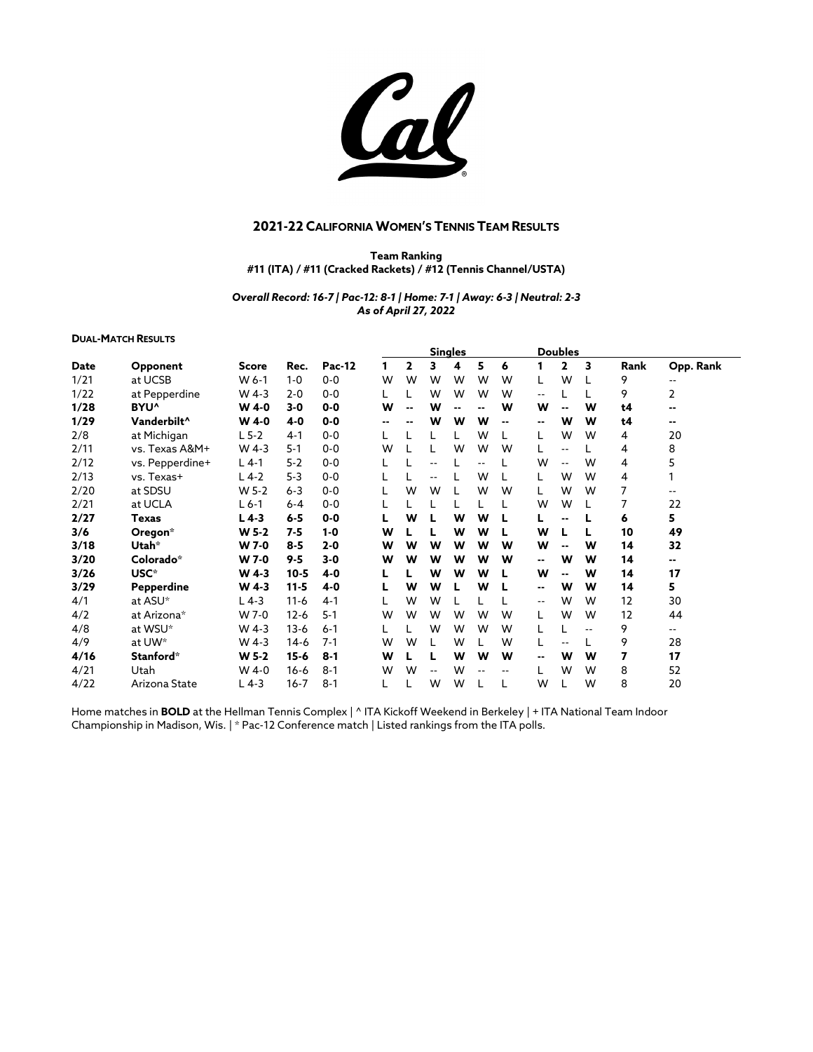# 2021-22 CALIFORNIA WOMEN'S TENNIS TEAM RESULTS

**Team Ranking**
**#11 (ITA) / #11 (Cracked Rackets) / #12 (Tennis Channel/USTA)**

***Overall Record: 16-7 | Pac-12: 8-1 | Home: 7-1 | Away: 6-3 | Neutral: 2-3***
***As of April 27, 2022***

**DUAL-MATCH RESULTS**

| | | | | | Singles | | | | | | Doubles | | | | |
|---|---|---|---|---|---|---|---|---|---|---|---|---|---|---|---|
| **Date** | **Opponent** | **Score** | **Rec.** | **Pac-12** | **1** | **2** | **3** | **4** | **5** | **6** | **1** | **2** | **3** | **Rank** | **Opp. Rank** |
| 1/21 | at UCSB | W 6-1 | 1-0 | 0-0 | W | W | W | W | W | W | L | W | L | 9 | -- |
| 1/22 | at Pepperdine | W 4-3 | 2-0 | 0-0 | L | L | W | W | W | W | -- | L | L | 9 | 2 |
| **1/28** | **BYU^** | **W 4-0** | **3-0** | **0-0** | **W** | **--** | **W** | **--** | **--** | **W** | **W** | **--** | **W** | **t4** | **--** |
| **1/29** | **Vanderbilt^** | **W 4-0** | **4-0** | **0-0** | **--** | **--** | **W** | **W** | **W** | **--** | **--** | **W** | **W** | **t4** | **--** |
| 2/8 | at Michigan | L 5-2 | 4-1 | 0-0 | L | L | L | L | W | L | L | W | W | 4 | 20 |
| 2/11 | vs. Texas A&M+ | W 4-3 | 5-1 | 0-0 | W | L | L | W | W | W | L | -- | L | 4 | 8 |
| 2/12 | vs. Pepperdine+ | L 4-1 | 5-2 | 0-0 | L | L | -- | L | -- | L | W | -- | W | 4 | 5 |
| 2/13 | vs. Texas+ | L 4-2 | 5-3 | 0-0 | L | L | -- | L | W | L | L | W | W | 4 | 1 |
| 2/20 | at SDSU | W 5-2 | 6-3 | 0-0 | L | W | W | L | W | W | L | W | W | 7 | -- |
| 2/21 | at UCLA | L 6-1 | 6-4 | 0-0 | L | L | L | L | L | L | W | W | L | 7 | 22 |
| **2/27** | **Texas** | **L 4-3** | **6-5** | **0-0** | **L** | **W** | **L** | **W** | **W** | **L** | **L** | **--** | **L** | **6** | **5** |
| **3/6** | **Oregon*** | **W 5-2** | **7-5** | **1-0** | **W** | **L** | **L** | **W** | **W** | **L** | **W** | **L** | **L** | **10** | **49** |
| **3/18** | **Utah*** | **W 7-0** | **8-5** | **2-0** | **W** | **W** | **W** | **W** | **W** | **W** | **W** | **--** | **W** | **14** | **32** |
| **3/20** | **Colorado*** | **W 7-0** | **9-5** | **3-0** | **W** | **W** | **W** | **W** | **W** | **W** | **--** | **W** | **W** | **14** | **--** |
| **3/26** | **USC*** | **W 4-3** | **10-5** | **4-0** | **L** | **L** | **W** | **W** | **W** | **L** | **W** | **--** | **W** | **14** | **17** |
| **3/29** | **Pepperdine** | **W 4-3** | **11-5** | **4-0** | **L** | **W** | **W** | **L** | **W** | **L** | **--** | **W** | **W** | **14** | **5** |
| 4/1 | at ASU* | L 4-3 | 11-6 | 4-1 | L | W | W | L | L | L | -- | W | W | 12 | 30 |
| 4/2 | at Arizona* | W 7-0 | 12-6 | 5-1 | W | W | W | W | W | W | L | W | W | 12 | 44 |
| 4/8 | at WSU* | W 4-3 | 13-6 | 6-1 | L | L | W | W | W | W | L | L | -- | 9 | -- |
| 4/9 | at UW* | W 4-3 | 14-6 | 7-1 | W | W | L | W | L | W | L | -- | L | 9 | 28 |
| **4/16** | **Stanford*** | **W 5-2** | **15-6** | **8-1** | **W** | **L** | **L** | **W** | **W** | **W** | **--** | **W** | **W** | **7** | **17** |
| 4/21 | Utah | W 4-0 | 16-6 | 8-1 | W | W | -- | W | -- | -- | L | W | W | 8 | 52 |
| 4/22 | Arizona State | L 4-3 | 16-7 | 8-1 | L | L | W | W | L | L | W | L | W | 8 | 20 |

Home matches in **BOLD** at the Hellman Tennis Complex | ^ ITA Kickoff Weekend in Berkeley | + ITA National Team Indoor Championship in Madison, Wis. | * Pac-12 Conference match | Listed rankings from the ITA polls.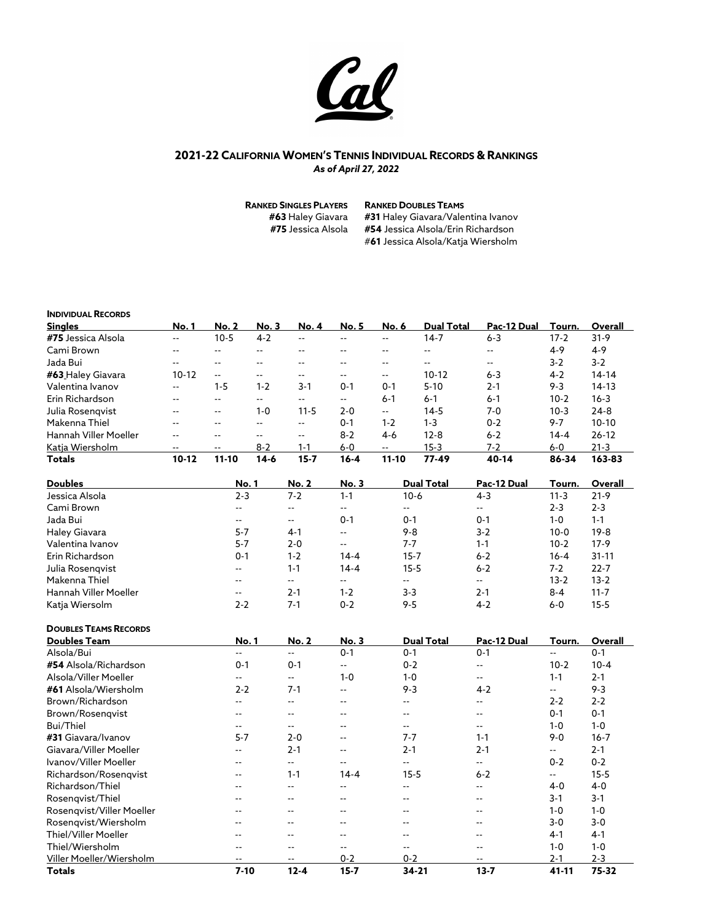# 2021-22 California Women's Tennis Individual Records & Rankings

*As of April 27, 2022*

**Ranked Singles Players**
**#63** Haley Giavara
**#75** Jessica Alsola

**Ranked Doubles Teams**
**#31** Haley Giavara/Valentina Ivanov
**#54** Jessica Alsola/Erin Richardson
#**61** Jessica Alsola/Katja Wiersholm

**Individual Records**

| Singles | No. 1 | No. 2 | No. 3 | No. 4 | No. 5 | No. 6 | Dual Total | Pac-12 Dual | Tourn. | Overall |
|---|---|---|---|---|---|---|---|---|---|---|
| **#75** Jessica Alsola | -- | 10-5 | 4-2 | -- | -- | -- | 14-7 | 6-3 | 17-2 | 31-9 |
| Cami Brown | -- | -- | -- | -- | -- | -- | -- | -- | 4-9 | 4-9 |
| Jada Bui | -- | -- | -- | -- | -- | -- | -- | -- | 3-2 | 3-2 |
| **#63** Haley Giavara | 10-12 | -- | -- | -- | -- | -- | 10-12 | 6-3 | 4-2 | 14-14 |
| Valentina Ivanov | -- | 1-5 | 1-2 | 3-1 | 0-1 | 0-1 | 5-10 | 2-1 | 9-3 | 14-13 |
| Erin Richardson | -- | -- | -- | -- | -- | 6-1 | 6-1 | 6-1 | 10-2 | 16-3 |
| Julia Rosenqvist | -- | -- | 1-0 | 11-5 | 2-0 | -- | 14-5 | 7-0 | 10-3 | 24-8 |
| Makenna Thiel | -- | -- | -- | -- | 0-1 | 1-2 | 1-3 | 0-2 | 9-7 | 10-10 |
| Hannah Viller Moeller | -- | -- | -- | -- | 8-2 | 4-6 | 12-8 | 6-2 | 14-4 | 26-12 |
| Katja Wiersholm | -- | -- | 8-2 | 1-1 | 6-0 | -- | 15-3 | 7-2 | 6-0 | 21-3 |
| **Totals** | **10-12** | **11-10** | **14-6** | **15-7** | **16-4** | **11-10** | **77-49** | **40-14** | **86-34** | **163-83** |

| Doubles | No. 1 | No. 2 | No. 3 | Dual Total | Pac-12 Dual | Tourn. | Overall |
|---|---|---|---|---|---|---|---|
| Jessica Alsola | 2-3 | 7-2 | 1-1 | 10-6 | 4-3 | 11-3 | 21-9 |
| Cami Brown | -- | -- | -- | -- | -- | 2-3 | 2-3 |
| Jada Bui | -- | -- | 0-1 | 0-1 | 0-1 | 1-0 | 1-1 |
| Haley Giavara | 5-7 | 4-1 | -- | 9-8 | 3-2 | 10-0 | 19-8 |
| Valentina Ivanov | 5-7 | 2-0 | -- | 7-7 | 1-1 | 10-2 | 17-9 |
| Erin Richardson | 0-1 | 1-2 | 14-4 | 15-7 | 6-2 | 16-4 | 31-11 |
| Julia Rosenqvist | -- | 1-1 | 14-4 | 15-5 | 6-2 | 7-2 | 22-7 |
| Makenna Thiel | -- | -- | -- | -- | -- | 13-2 | 13-2 |
| Hannah Viller Moeller | -- | 2-1 | 1-2 | 3-3 | 2-1 | 8-4 | 11-7 |
| Katja Wiersolm | 2-2 | 7-1 | 0-2 | 9-5 | 4-2 | 6-0 | 15-5 |

**Doubles Teams Records**

| Doubles Team | No. 1 | No. 2 | No. 3 | Dual Total | Pac-12 Dual | Tourn. | Overall |
|---|---|---|---|---|---|---|---|
| Alsola/Bui | -- | -- | 0-1 | 0-1 | 0-1 | -- | 0-1 |
| **#54** Alsola/Richardson | 0-1 | 0-1 | -- | 0-2 | -- | 10-2 | 10-4 |
| Alsola/Viller Moeller | -- | -- | 1-0 | 1-0 | -- | 1-1 | 2-1 |
| **#61** Alsola/Wiersholm | 2-2 | 7-1 | -- | 9-3 | 4-2 | -- | 9-3 |
| Brown/Richardson | -- | -- | -- | -- | -- | 2-2 | 2-2 |
| Brown/Rosenqvist | -- | -- | -- | -- | -- | 0-1 | 0-1 |
| Bui/Thiel | -- | -- | -- | -- | -- | 1-0 | 1-0 |
| **#31** Giavara/Ivanov | 5-7 | 2-0 | -- | 7-7 | 1-1 | 9-0 | 16-7 |
| Giavara/Viller Moeller | -- | 2-1 | -- | 2-1 | 2-1 | -- | 2-1 |
| Ivanov/Viller Moeller | -- | -- | -- | -- | -- | 0-2 | 0-2 |
| Richardson/Rosenqvist | -- | 1-1 | 14-4 | 15-5 | 6-2 | -- | 15-5 |
| Richardson/Thiel | -- | -- | -- | -- | -- | 4-0 | 4-0 |
| Rosenqvist/Thiel | -- | -- | -- | -- | -- | 3-1 | 3-1 |
| Rosenqvist/Viller Moeller | -- | -- | -- | -- | -- | 1-0 | 1-0 |
| Rosenqvist/Wiersholm | -- | -- | -- | -- | -- | 3-0 | 3-0 |
| Thiel/Viller Moeller | -- | -- | -- | -- | -- | 4-1 | 4-1 |
| Thiel/Wiersholm | -- | -- | -- | -- | -- | 1-0 | 1-0 |
| Viller Moeller/Wiersholm | -- | -- | 0-2 | 0-2 | -- | 2-1 | 2-3 |
| **Totals** | **7-10** | **12-4** | **15-7** | **34-21** | **13-7** | **41-11** | **75-32** |